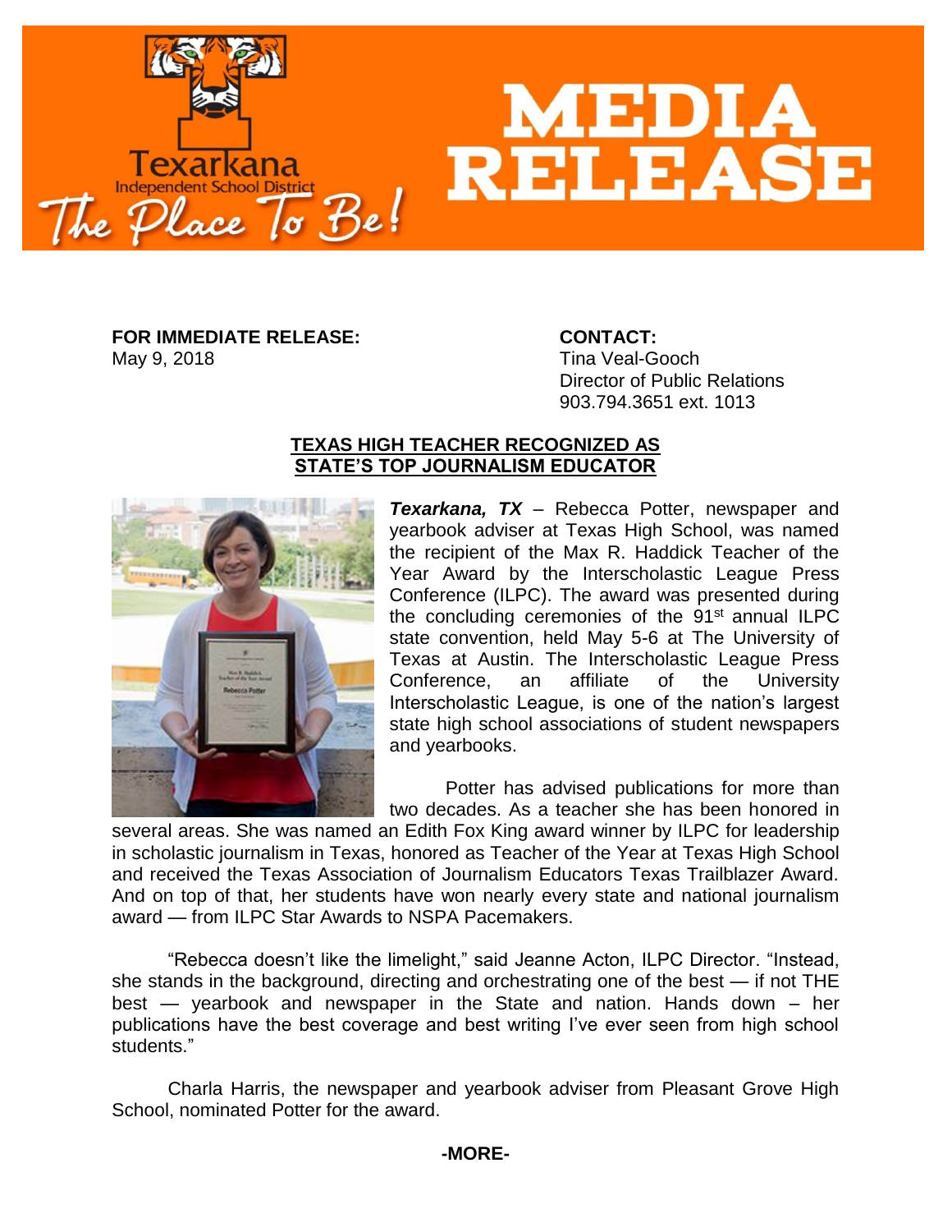# MEDIA RELEASE

Texarkana Independent School District
The Place To Be!

**FOR IMMEDIATE RELEASE:**
May 9, 2018

**CONTACT:**
Tina Veal-Gooch
Director of Public Relations
903.794.3651 ext. 1013

## TEXAS HIGH TEACHER RECOGNIZED AS STATE'S TOP JOURNALISM EDUCATOR

***Texarkana, TX*** – Rebecca Potter, newspaper and yearbook adviser at Texas High School, was named the recipient of the Max R. Haddick Teacher of the Year Award by the Interscholastic League Press Conference (ILPC). The award was presented during the concluding ceremonies of the 91st annual ILPC state convention, held May 5-6 at The University of Texas at Austin. The Interscholastic League Press Conference, an affiliate of the University Interscholastic League, is one of the nation's largest state high school associations of student newspapers and yearbooks.

Potter has advised publications for more than two decades. As a teacher she has been honored in several areas. She was named an Edith Fox King award winner by ILPC for leadership in scholastic journalism in Texas, honored as Teacher of the Year at Texas High School and received the Texas Association of Journalism Educators Texas Trailblazer Award. And on top of that, her students have won nearly every state and national journalism award — from ILPC Star Awards to NSPA Pacemakers.

"Rebecca doesn't like the limelight," said Jeanne Acton, ILPC Director. "Instead, she stands in the background, directing and orchestrating one of the best — if not THE best — yearbook and newspaper in the State and nation. Hands down – her publications have the best coverage and best writing I've ever seen from high school students."

Charla Harris, the newspaper and yearbook adviser from Pleasant Grove High School, nominated Potter for the award.

**-MORE-**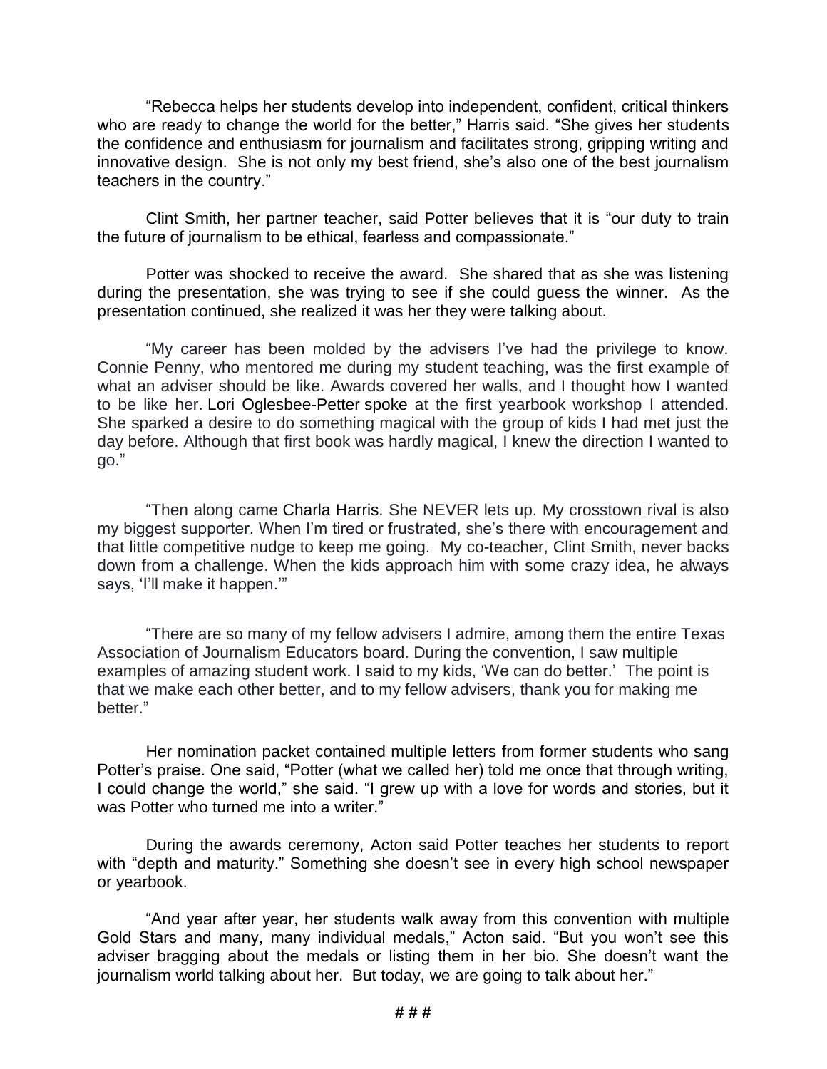"Rebecca helps her students develop into independent, confident, critical thinkers who are ready to change the world for the better," Harris said. "She gives her students the confidence and enthusiasm for journalism and facilitates strong, gripping writing and innovative design. She is not only my best friend, she's also one of the best journalism teachers in the country."

Clint Smith, her partner teacher, said Potter believes that it is "our duty to train the future of journalism to be ethical, fearless and compassionate."

Potter was shocked to receive the award. She shared that as she was listening during the presentation, she was trying to see if she could guess the winner. As the presentation continued, she realized it was her they were talking about.

"My career has been molded by the advisers I've had the privilege to know. Connie Penny, who mentored me during my student teaching, was the first example of what an adviser should be like. Awards covered her walls, and I thought how I wanted to be like her. Lori Oglesbee-Petter spoke at the first yearbook workshop I attended. She sparked a desire to do something magical with the group of kids I had met just the day before. Although that first book was hardly magical, I knew the direction I wanted to go."

"Then along came Charla Harris. She NEVER lets up. My crosstown rival is also my biggest supporter. When I'm tired or frustrated, she's there with encouragement and that little competitive nudge to keep me going. My co-teacher, Clint Smith, never backs down from a challenge. When the kids approach him with some crazy idea, he always says, 'I'll make it happen.'"

"There are so many of my fellow advisers I admire, among them the entire Texas Association of Journalism Educators board. During the convention, I saw multiple examples of amazing student work. I said to my kids, 'We can do better.' The point is that we make each other better, and to my fellow advisers, thank you for making me better."

Her nomination packet contained multiple letters from former students who sang Potter's praise. One said, "Potter (what we called her) told me once that through writing, I could change the world," she said. "I grew up with a love for words and stories, but it was Potter who turned me into a writer."

During the awards ceremony, Acton said Potter teaches her students to report with "depth and maturity." Something she doesn't see in every high school newspaper or yearbook.

"And year after year, her students walk away from this convention with multiple Gold Stars and many, many individual medals," Acton said. "But you won't see this adviser bragging about the medals or listing them in her bio. She doesn't want the journalism world talking about her. But today, we are going to talk about her."

# # #